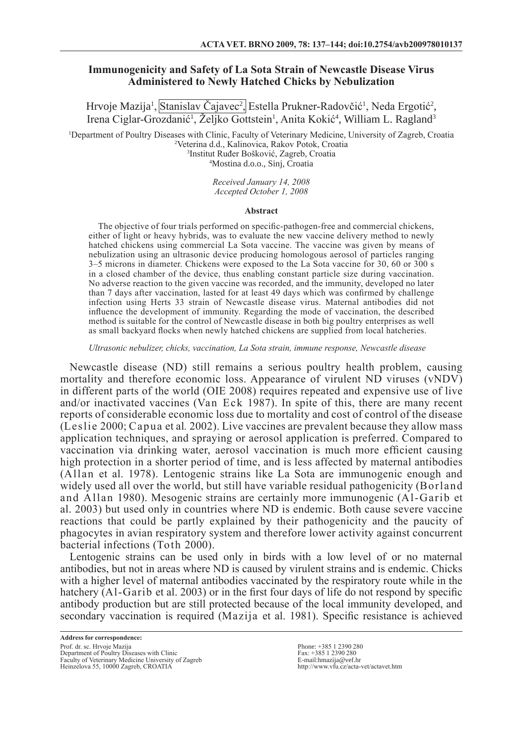# Immunogenicity and Safety of La Sota Strain of Newcastle Disease Virus Administered to Newly Hatched Chicks by Nebulization

Hrvoje Mazija[1], Stanislav Čajavec[2], Estella Prukner-Radovčić[1], Neda Ergotić[2], Irena Ciglar-Grozdanić[1], Željko Gottstein[1], Anita Kokić[4], William L. Ragland[3]

[1]Department of Poultry Diseases with Clinic, Faculty of Veterinary Medicine, University of Zagreb, Croatia
[2]Veterina d.d., Kalinovica, Rakov Potok, Croatia
[3]Institut Ruđer Bošković, Zagreb, Croatia
[4]Mostina d.o.o., Sinj, Croatia

*Received January 14, 2008*
*Accepted October 1, 2008*

## Abstract

The objective of four trials performed on specific-pathogen-free and commercial chickens, either of light or heavy hybrids, was to evaluate the new vaccine delivery method to newly hatched chickens using commercial La Sota vaccine. The vaccine was given by means of nebulization using an ultrasonic device producing homologous aerosol of particles ranging 3–5 microns in diameter. Chickens were exposed to the La Sota vaccine for 30, 60 or 300 s in a closed chamber of the device, thus enabling constant particle size during vaccination. No adverse reaction to the given vaccine was recorded, and the immunity, developed no later than 7 days after vaccination, lasted for at least 49 days which was confirmed by challenge infection using Herts 33 strain of Newcastle disease virus. Maternal antibodies did not influence the development of immunity. Regarding the mode of vaccination, the described method is suitable for the control of Newcastle disease in both big poultry enterprises as well as small backyard flocks when newly hatched chickens are supplied from local hatcheries.

*Ultrasonic nebulizer, chicks, vaccination, La Sota strain, immune response, Newcastle disease*

Newcastle disease (ND) still remains a serious poultry health problem, causing mortality and therefore economic loss. Appearance of virulent ND viruses (vNDV) in different parts of the world (OIE 2008) requires repeated and expensive use of live and/or inactivated vaccines (Van Eck 1987). In spite of this, there are many recent reports of considerable economic loss due to mortality and cost of control of the disease (Leslie 2000; Capua et al. 2002). Live vaccines are prevalent because they allow mass application techniques, and spraying or aerosol application is preferred. Compared to vaccination via drinking water, aerosol vaccination is much more efficient causing high protection in a shorter period of time, and is less affected by maternal antibodies (Allan et al. 1978). Lentogenic strains like La Sota are immunogenic enough and widely used all over the world, but still have variable residual pathogenicity (Borland and Allan 1980). Mesogenic strains are certainly more immunogenic (Al-Garib et al. 2003) but used only in countries where ND is endemic. Both cause severe vaccine reactions that could be partly explained by their pathogenicity and the paucity of phagocytes in avian respiratory system and therefore lower activity against concurrent bacterial infections (Toth 2000).

Lentogenic strains can be used only in birds with a low level of or no maternal antibodies, but not in areas where ND is caused by virulent strains and is endemic. Chicks with a higher level of maternal antibodies vaccinated by the respiratory route while in the hatchery (Al-Garib et al. 2003) or in the first four days of life do not respond by specific antibody production but are still protected because of the local immunity developed, and secondary vaccination is required (Mazija et al. 1981). Specific resistance is achieved

**Address for correspondence:**
Prof. dr. sc. Hrvoje Mazija
Department of Poultry Diseases with Clinic
Faculty of Veterinary Medicine University of Zagreb
Heinzelova 55, 10000 Zagreb, CROATIA

Phone: +385 1 2390 280
Fax: +385 1 2390 280
E-mail:hmazija@vef.hr
http://www.vfu.cz/acta-vet/actavet.htm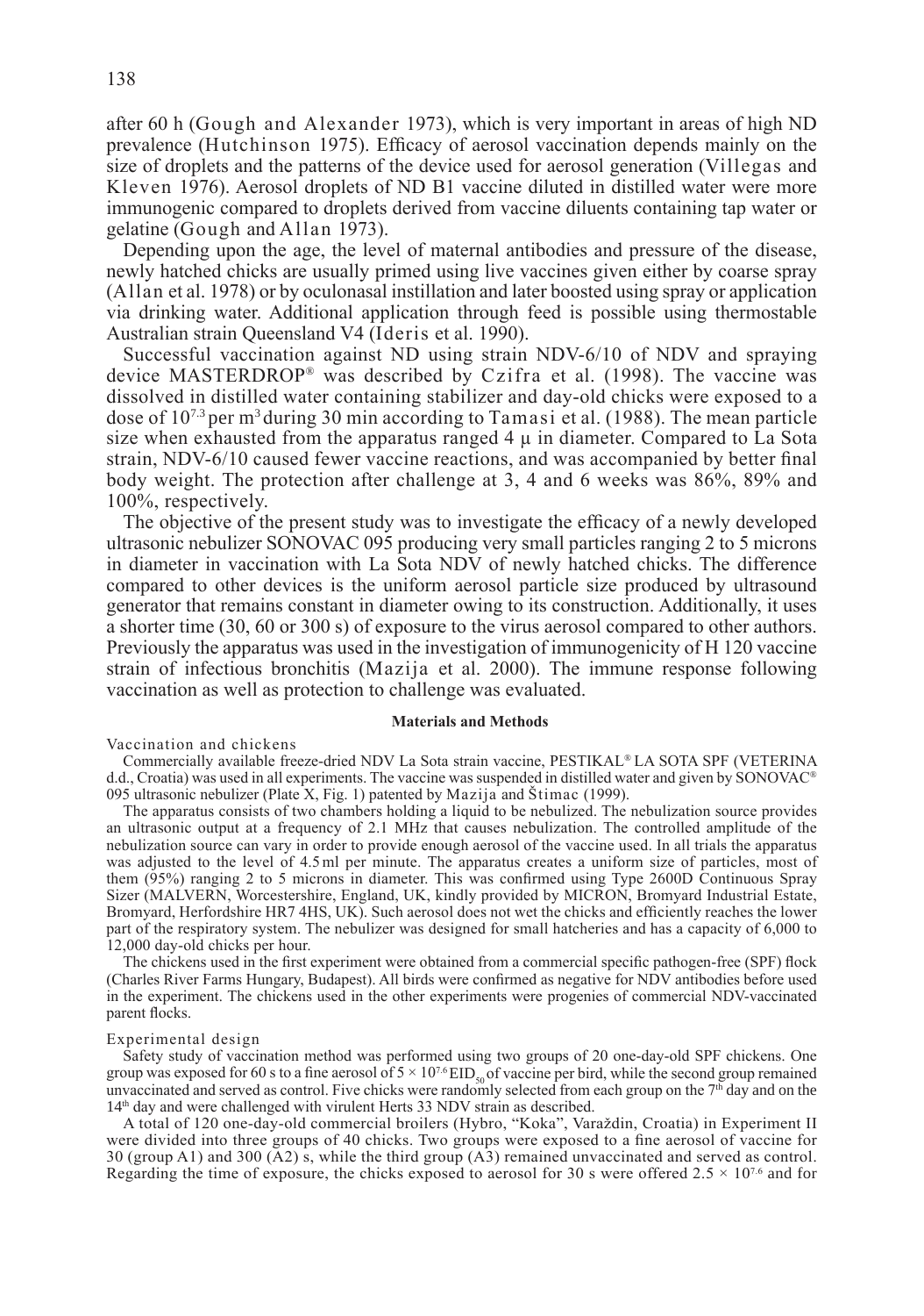after 60 h (Gough and Alexander 1973), which is very important in areas of high ND prevalence (Hutchinson 1975). Efficacy of aerosol vaccination depends mainly on the size of droplets and the patterns of the device used for aerosol generation (Villegas and Kleven 1976). Aerosol droplets of ND B1 vaccine diluted in distilled water were more immunogenic compared to droplets derived from vaccine diluents containing tap water or gelatine (Gough and Allan 1973).

Depending upon the age, the level of maternal antibodies and pressure of the disease, newly hatched chicks are usually primed using live vaccines given either by coarse spray (Allan et al. 1978) or by oculonasal instillation and later boosted using spray or application via drinking water. Additional application through feed is possible using thermostable Australian strain Queensland V4 (Ideris et al. 1990).

Successful vaccination against ND using strain NDV-6/10 of NDV and spraying device MASTERDROP® was described by Czifra et al. (1998). The vaccine was dissolved in distilled water containing stabilizer and day-old chicks were exposed to a dose of $10^{7.3}$ per $m^3$ during 30 min according to Tamasi et al. (1988). The mean particle size when exhausted from the apparatus ranged 4 μ in diameter. Compared to La Sota strain, NDV-6/10 caused fewer vaccine reactions, and was accompanied by better final body weight. The protection after challenge at 3, 4 and 6 weeks was 86%, 89% and 100%, respectively.

The objective of the present study was to investigate the efficacy of a newly developed ultrasonic nebulizer SONOVAC 095 producing very small particles ranging 2 to 5 microns in diameter in vaccination with La Sota NDV of newly hatched chicks. The difference compared to other devices is the uniform aerosol particle size produced by ultrasound generator that remains constant in diameter owing to its construction. Additionally, it uses a shorter time (30, 60 or 300 s) of exposure to the virus aerosol compared to other authors. Previously the apparatus was used in the investigation of immunogenicity of H 120 vaccine strain of infectious bronchitis (Mazija et al. 2000). The immune response following vaccination as well as protection to challenge was evaluated.

## Materials and Methods

### Vaccination and chickens

Commercially available freeze-dried NDV La Sota strain vaccine, PESTIKAL® LA SOTA SPF (VETERINA d.d., Croatia) was used in all experiments. The vaccine was suspended in distilled water and given by SONOVAC® 095 ultrasonic nebulizer (Plate X, Fig. 1) patented by Mazija and Štimac (1999).

The apparatus consists of two chambers holding a liquid to be nebulized. The nebulization source provides an ultrasonic output at a frequency of 2.1 MHz that causes nebulization. The controlled amplitude of the nebulization source can vary in order to provide enough aerosol of the vaccine used. In all trials the apparatus was adjusted to the level of 4.5 ml per minute. The apparatus creates a uniform size of particles, most of them (95%) ranging 2 to 5 microns in diameter. This was confirmed using Type 2600D Continuous Spray Sizer (MALVERN, Worcestershire, England, UK, kindly provided by MICRON, Bromyard Industrial Estate, Bromyard, Herfordshire HR7 4HS, UK). Such aerosol does not wet the chicks and efficiently reaches the lower part of the respiratory system. The nebulizer was designed for small hatcheries and has a capacity of 6,000 to 12,000 day-old chicks per hour.

The chickens used in the first experiment were obtained from a commercial specific pathogen-free (SPF) flock (Charles River Farms Hungary, Budapest). All birds were confirmed as negative for NDV antibodies before used in the experiment. The chickens used in the other experiments were progenies of commercial NDV-vaccinated parent flocks.

### Experimental design

Safety study of vaccination method was performed using two groups of 20 one-day-old SPF chickens. One group was exposed for 60 s to a fine aerosol of $5 \times 10^{7.6}$ $EID_{50}$ of vaccine per bird, while the second group remained unvaccinated and served as control. Five chicks were randomly selected from each group on the 7th day and on the 14th day and were challenged with virulent Herts 33 NDV strain as described.

A total of 120 one-day-old commercial broilers (Hybro, "Koka", Varaždin, Croatia) in Experiment II were divided into three groups of 40 chicks. Two groups were exposed to a fine aerosol of vaccine for 30 (group A1) and 300 (A2) s, while the third group (A3) remained unvaccinated and served as control. Regarding the time of exposure, the chicks exposed to aerosol for 30 s were offered $2.5 \times 10^{7.6}$ and for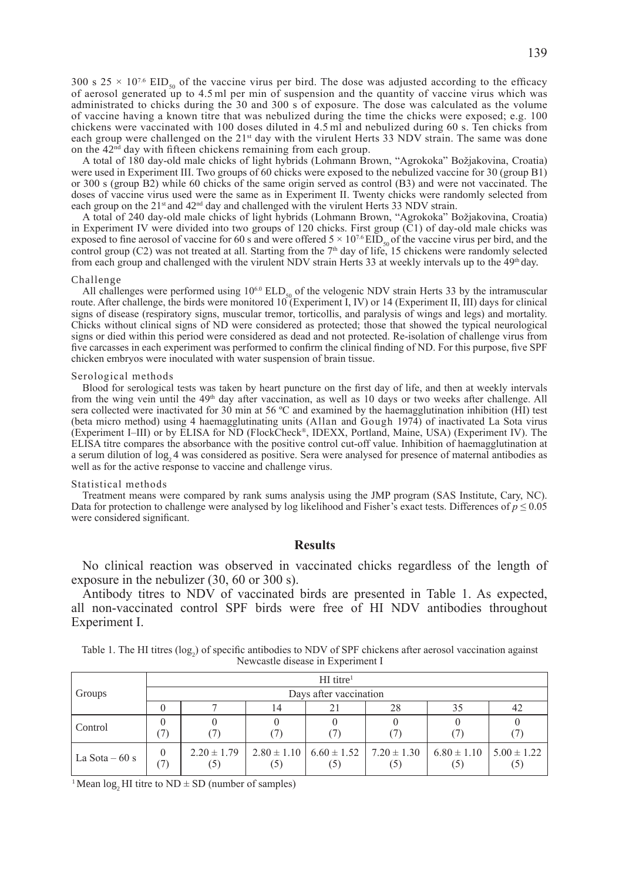300 s 25 × $10^{7.6}$ $EID_{50}$ of the vaccine virus per bird. The dose was adjusted according to the efficacy of aerosol generated up to 4.5 ml per min of suspension and the quantity of vaccine virus which was administrated to chicks during the 30 and 300 s of exposure. The dose was calculated as the volume of vaccine having a known titre that was nebulized during the time the chicks were exposed; e.g. 100 chickens were vaccinated with 100 doses diluted in 4.5 ml and nebulized during 60 s. Ten chicks from each group were challenged on the 21st day with the virulent Herts 33 NDV strain. The same was done on the 42nd day with fifteen chickens remaining from each group.

A total of 180 day-old male chicks of light hybrids (Lohmann Brown, "Agrokoka" Božjakovina, Croatia) were used in Experiment III. Two groups of 60 chicks were exposed to the nebulized vaccine for 30 (group B1) or 300 s (group B2) while 60 chicks of the same origin served as control (B3) and were not vaccinated. The doses of vaccine virus used were the same as in Experiment II. Twenty chicks were randomly selected from each group on the 21st and 42nd day and challenged with the virulent Herts 33 NDV strain.

A total of 240 day-old male chicks of light hybrids (Lohmann Brown, "Agrokoka" Božjakovina, Croatia) in Experiment IV were divided into two groups of 120 chicks. First group (C1) of day-old male chicks was exposed to fine aerosol of vaccine for 60 s and were offered 5 × $10^{7.6}$ $EID_{50}$ of the vaccine virus per bird, and the control group (C2) was not treated at all. Starting from the 7th day of life, 15 chickens were randomly selected from each group and challenged with the virulent NDV strain Herts 33 at weekly intervals up to the 49th day.

### Challenge

All challenges were performed using $10^{6.0}$ $ELD_{50}$ of the velogenic NDV strain Herts 33 by the intramuscular route. After challenge, the birds were monitored 10 (Experiment I, IV) or 14 (Experiment II, III) days for clinical signs of disease (respiratory signs, muscular tremor, torticollis, and paralysis of wings and legs) and mortality. Chicks without clinical signs of ND were considered as protected; those that showed the typical neurological signs or died within this period were considered as dead and not protected. Re-isolation of challenge virus from five carcasses in each experiment was performed to confirm the clinical finding of ND. For this purpose, five SPF chicken embryos were inoculated with water suspension of brain tissue.

### Serological methods

Blood for serological tests was taken by heart puncture on the first day of life, and then at weekly intervals from the wing vein until the 49th day after vaccination, as well as 10 days or two weeks after challenge. All sera collected were inactivated for 30 min at 56 ºC and examined by the haemagglutination inhibition (HI) test (beta micro method) using 4 haemagglutinating units (Allan and Gough 1974) of inactivated La Sota virus (Experiment I–III) or by ELISA for ND (FlockCheck®, IDEXX, Portland, Maine, USA) (Experiment IV). The ELISA titre compares the absorbance with the positive control cut-off value. Inhibition of haemagglutination at a serum dilution of $\log_2 4$ was considered as positive. Sera were analysed for presence of maternal antibodies as well as for the active response to vaccine and challenge virus.

### Statistical methods

Treatment means were compared by rank sums analysis using the JMP program (SAS Institute, Cary, NC). Data for protection to challenge were analysed by log likelihood and Fisher's exact tests. Differences of $p \leq 0.05$ were considered significant.

## Results

No clinical reaction was observed in vaccinated chicks regardless of the length of exposure in the nebulizer (30, 60 or 300 s).

Antibody titres to NDV of vaccinated birds are presented in Table 1. As expected, all non-vaccinated control SPF birds were free of HI NDV antibodies throughout Experiment I.

Table 1. The HI titres ($\log_2$) of specific antibodies to NDV of SPF chickens after aerosol vaccination against Newcastle disease in Experiment I

| Groups | HI titre[1] | | | | | | |
|---|---|---|---|---|---|---|---|
| | Days after vaccination | | | | | | |
| | 0 | 7 | 14 | 21 | 28 | 35 | 42 |
| Control | 0 (7) | 0 (7) | 0 (7) | 0 (7) | 0 (7) | 0 (7) | 0 (7) |
| La Sota – 60 s | 0 (7) | 2.20 ± 1.79 (5) | 2.80 ± 1.10 (5) | 6.60 ± 1.52 (5) | 7.20 ± 1.30 (5) | 6.80 ± 1.10 (5) | 5.00 ± 1.22 (5) |

[1] Mean $\log_2$ HI titre to ND ± SD (number of samples)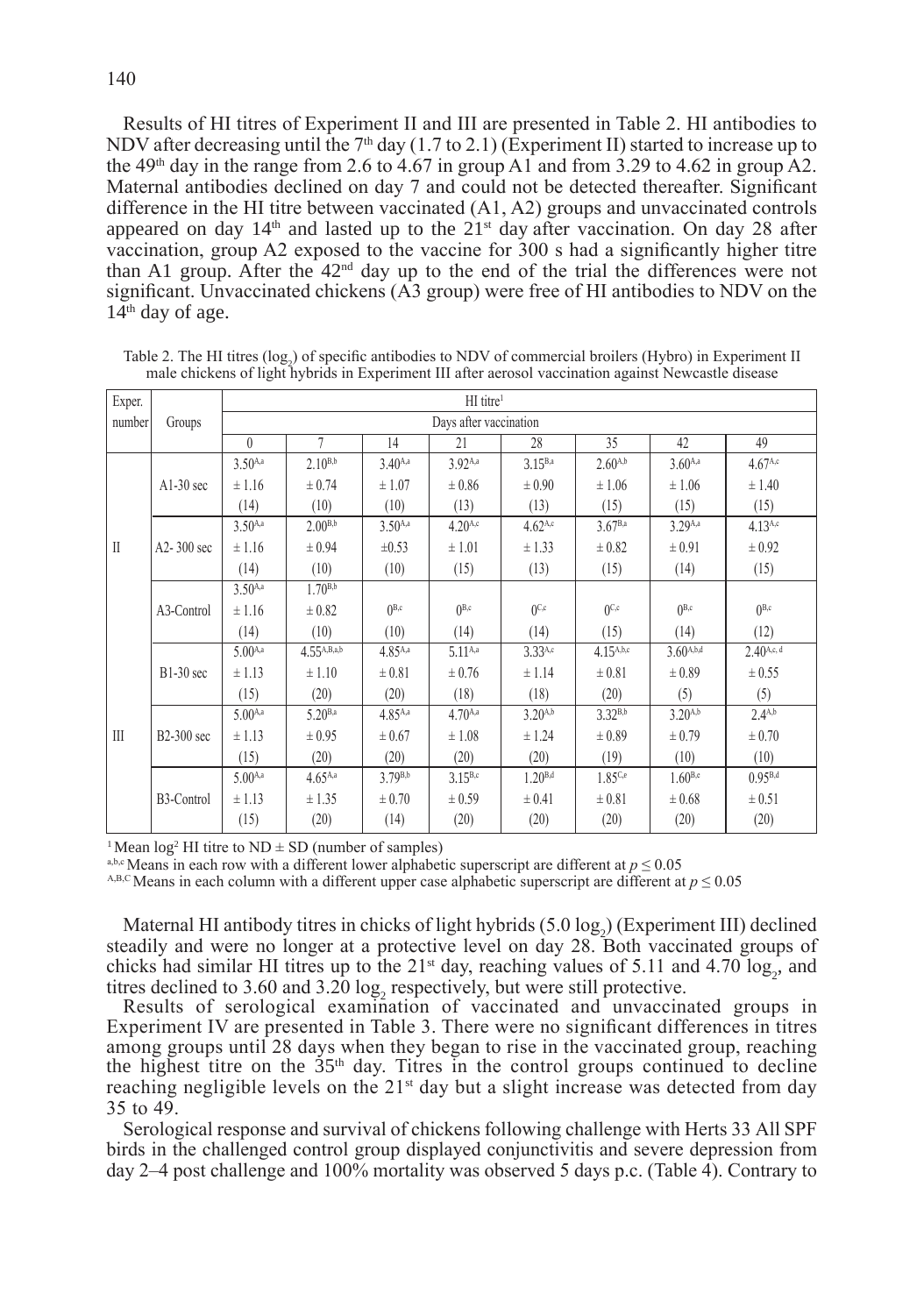Results of HI titres of Experiment II and III are presented in Table 2. HI antibodies to NDV after decreasing until the 7th day (1.7 to 2.1) (Experiment II) started to increase up to the 49th day in the range from 2.6 to 4.67 in group A1 and from 3.29 to 4.62 in group A2. Maternal antibodies declined on day 7 and could not be detected thereafter. Significant difference in the HI titre between vaccinated (A1, A2) groups and unvaccinated controls appeared on day 14th and lasted up to the 21st day after vaccination. On day 28 after vaccination, group A2 exposed to the vaccine for 300 s had a significantly higher titre than A1 group. After the 42nd day up to the end of the trial the differences were not significant. Unvaccinated chickens (A3 group) were free of HI antibodies to NDV on the 14th day of age.

Table 2. The HI titres ($\log_2$) of specific antibodies to NDV of commercial broilers (Hybro) in Experiment II male chickens of light hybrids in Experiment III after aerosol vaccination against Newcastle disease

| Exper. number | Groups | HI titre[1] | | | | | | | |
|---|---|---|---|---|---|---|---|---|---|
| | | Days after vaccination | | | | | | | |
| | | 0 | 7 | 14 | 21 | 28 | 35 | 42 | 49 |
| II | A1-30 sec | $3.50^{A,a}$ ± 1.16 (14) | $2.10^{B,b}$ ± 0.74 (10) | $3.40^{A,a}$ ± 1.07 (10) | $3.92^{A,a}$ ± 0.86 (13) | $3.15^{B,a}$ ± 0.90 (13) | $2.60^{A,b}$ ± 1.06 (15) | $3.60^{A,a}$ ± 1.06 (15) | $4.67^{A,c}$ ± 1.40 (15) |
| | A2- 300 sec | $3.50^{A,a}$ ± 1.16 (14) | $2.00^{B,b}$ ± 0.94 (10) | $3.50^{A,a}$ ±0.53 (10) | $4.20^{A,c}$ ± 1.01 (15) | $4.62^{A,c}$ ± 1.33 (13) | $3.67^{B,a}$ ± 0.82 (15) | $3.29^{A,a}$ ± 0.91 (14) | $4.13^{A,c}$ ± 0.92 (15) |
| | A3-Control | $3.50^{A,a}$ ± 1.16 (14) | $1.70^{B,b}$ ± 0.82 (10) | $0^{B,c}$ (10) | $0^{B,c}$ (14) | $0^{C,c}$ (14) | $0^{C,c}$ (15) | $0^{B,c}$ (14) | $0^{B,c}$ (12) |
| III | B1-30 sec | $5.00^{A,a}$ ± 1.13 (15) | $4.55^{A,B,a,b}$ ± 1.10 (20) | $4.85^{A,a}$ ± 0.81 (20) | $5.11^{A,a}$ ± 0.76 (18) | $3.33^{A,c}$ ± 1.14 (18) | $4.15^{A,b,c}$ ± 0.81 (20) | $3.60^{A,b,d}$ ± 0.89 (5) | $2.40^{A,c,d}$ ± 0.55 (5) |
| | B2-300 sec | $5.00^{A,a}$ ± 1.13 (15) | $5.20^{B,a}$ ± 0.95 (20) | $4.85^{A,a}$ ± 0.67 (20) | $4.70^{A,a}$ ± 1.08 (20) | $3.20^{A,b}$ ± 1.24 (20) | $3.32^{B,b}$ ± 0.89 (19) | $3.20^{A,b}$ ± 0.79 (10) | $2.4^{A,b}$ ± 0.70 (10) |
| | B3-Control | $5.00^{A,a}$ ± 1.13 (15) | $4.65^{A,a}$ ± 1.35 (20) | $3.79^{B,b}$ ± 0.70 (14) | $3.15^{B,c}$ ± 0.59 (20) | $1.20^{B,d}$ ± 0.41 (20) | $1.85^{C,e}$ ± 0.81 (20) | $1.60^{B,e}$ ± 0.68 (20) | $0.95^{B,d}$ ± 0.51 (20) |

[1] Mean $\log^2$ HI titre to ND ± SD (number of samples)

[a,b,c] Means in each row with a different lower alphabetic superscript are different at $p \leq 0.05$

[A,B,C] Means in each column with a different upper case alphabetic superscript are different at $p \leq 0.05$

Maternal HI antibody titres in chicks of light hybrids (5.0 $\log_2$) (Experiment III) declined steadily and were no longer at a protective level on day 28. Both vaccinated groups of chicks had similar HI titres up to the 21st day, reaching values of 5.11 and 4.70 $\log_2$, and titres declined to 3.60 and 3.20 $\log_2$ respectively, but were still protective.

Results of serological examination of vaccinated and unvaccinated groups in Experiment IV are presented in Table 3. There were no significant differences in titres among groups until 28 days when they began to rise in the vaccinated group, reaching the highest titre on the 35th day. Titres in the control groups continued to decline reaching negligible levels on the 21st day but a slight increase was detected from day 35 to 49.

Serological response and survival of chickens following challenge with Herts 33 All SPF birds in the challenged control group displayed conjunctivitis and severe depression from day 2–4 post challenge and 100% mortality was observed 5 days p.c. (Table 4). Contrary to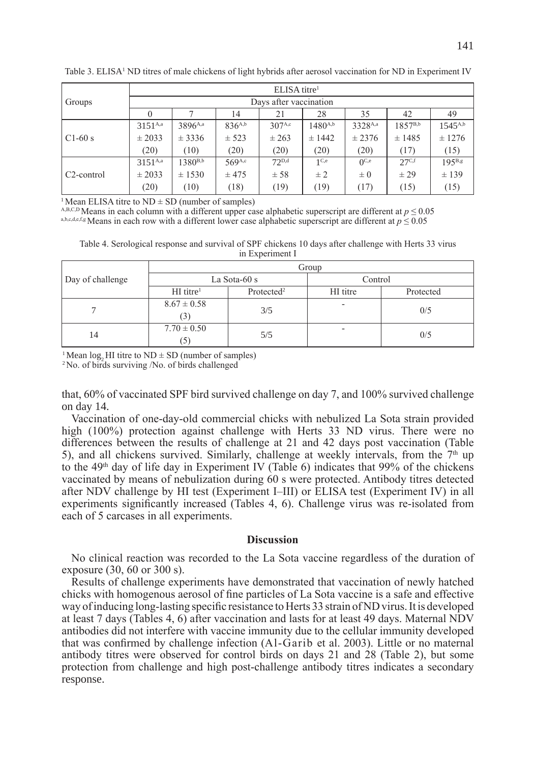Table 3. ELISA[1] ND titres of male chickens of light hybrids after aerosol vaccination for ND in Experiment IV

| Groups | ELISA titre[1] | | | | | | | |
|---|---|---|---|---|---|---|---|---|
| | Days after vaccination | | | | | | | |
| | 0 | 7 | 14 | 21 | 28 | 35 | 42 | 49 |
| C1-60 s | $3151^{A,a}$ ± 2033 (20) | $3896^{A,a}$ ± 3336 (10) | $836^{A,b}$ ± 523 (20) | $307^{A,c}$ ± 263 (20) | $1480^{A,b}$ ± 1442 (20) | $3328^{A,a}$ ± 2376 (20) | $1857^{B,b}$ ± 1485 (17) | $1545^{A,b}$ ± 1276 (15) |
| C2-control | $3151^{A,a}$ ± 2033 (20) | $1380^{B,b}$ ± 1530 (10) | $569^{A,c}$ ± 475 (18) | $72^{D,d}$ ± 58 (19) | $1^{C,e}$ ± 2 (19) | $0^{C,e}$ ± 0 (17) | $27^{C,f}$ ± 29 (15) | $195^{B,g}$ ± 139 (15) |

[1] Mean ELISA titre to ND ± SD (number of samples)
[A,B,C,D] Means in each column with a different upper case alphabetic superscript are different at $p \leq 0.05$
[a,b,c,d,e,f,g] Means in each row with a different lower case alphabetic superscript are different at $p \leq 0.05$

Table 4. Serological response and survival of SPF chickens 10 days after challenge with Herts 33 virus in Experiment I

| Day of challenge | Group | | | |
|---|---|---|---|---|
| | La Sota-60 s | | Control | |
| | HI titre[1] | Protected[2] | HI titre | Protected |
| 7 | 8.67 ± 0.58 (3) | 3/5 | - | 0/5 |
| 14 | 7.70 ± 0.50 (5) | 5/5 | - | 0/5 |

[1] Mean $\log_2$ HI titre to ND ± SD (number of samples)
[2] No. of birds surviving /No. of birds challenged

that, 60% of vaccinated SPF bird survived challenge on day 7, and 100% survived challenge on day 14.

Vaccination of one-day-old commercial chicks with nebulized La Sota strain provided high (100%) protection against challenge with Herts 33 ND virus. There were no differences between the results of challenge at 21 and 42 days post vaccination (Table 5), and all chickens survived. Similarly, challenge at weekly intervals, from the 7th up to the 49th day of life day in Experiment IV (Table 6) indicates that 99% of the chickens vaccinated by means of nebulization during 60 s were protected. Antibody titres detected after NDV challenge by HI test (Experiment I–III) or ELISA test (Experiment IV) in all experiments significantly increased (Tables 4, 6). Challenge virus was re-isolated from each of 5 carcases in all experiments.

## Discussion

No clinical reaction was recorded to the La Sota vaccine regardless of the duration of exposure (30, 60 or 300 s).

Results of challenge experiments have demonstrated that vaccination of newly hatched chicks with homogenous aerosol of fine particles of La Sota vaccine is a safe and effective way of inducing long-lasting specific resistance to Herts 33 strain of ND virus. It is developed at least 7 days (Tables 4, 6) after vaccination and lasts for at least 49 days. Maternal NDV antibodies did not interfere with vaccine immunity due to the cellular immunity developed that was confirmed by challenge infection (Al-Garib et al. 2003). Little or no maternal antibody titres were observed for control birds on days 21 and 28 (Table 2), but some protection from challenge and high post-challenge antibody titres indicates a secondary response.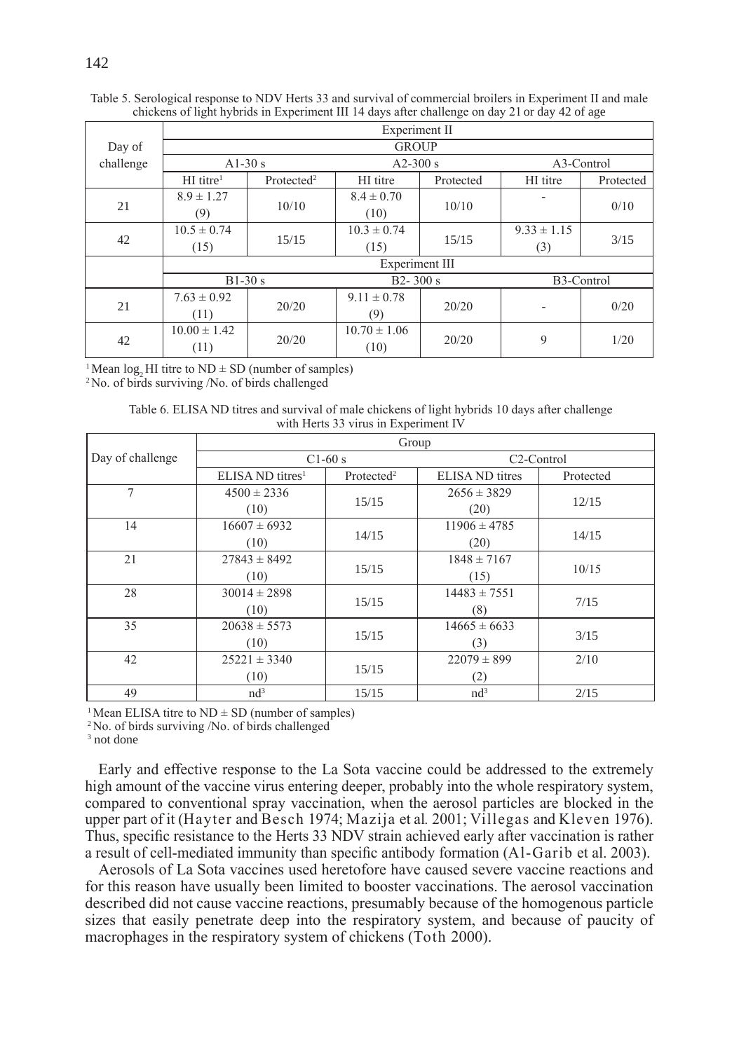Table 5. Serological response to NDV Herts 33 and survival of commercial broilers in Experiment II and male chickens of light hybrids in Experiment III 14 days after challenge on day 21 or day 42 of age

| Day of challenge | Experiment II | | | | | |
|---|---|---|---|---|---|---|
| | GROUP | | | | | |
| | A1-30 s | | A2-300 s | | A3-Control | |
| | HI titre[1] | Protected[2] | HI titre | Protected | HI titre | Protected |
| 21 | 8.9 ± 1.27 (9) | 10/10 | 8.4 ± 0.70 (10) | 10/10 | - | 0/10 |
| 42 | 10.5 ± 0.74 (15) | 15/15 | 10.3 ± 0.74 (15) | 15/15 | 9.33 ± 1.15 (3) | 3/15 |
| | Experiment III | | | | | |
| | B1-30 s | | B2- 300 s | | B3-Control | |
| 21 | 7.63 ± 0.92 (11) | 20/20 | 9.11 ± 0.78 (9) | 20/20 | - | 0/20 |
| 42 | 10.00 ± 1.42 (11) | 20/20 | 10.70 ± 1.06 (10) | 20/20 | 9 | 1/20 |

[1] Mean $\log_2$ HI titre to ND ± SD (number of samples)
[2] No. of birds surviving /No. of birds challenged

Table 6. ELISA ND titres and survival of male chickens of light hybrids 10 days after challenge with Herts 33 virus in Experiment IV

| Day of challenge | Group | | | |
|---|---|---|---|---|
| | C1-60 s | | C2-Control | |
| | ELISA ND titres[1] | Protected[2] | ELISA ND titres | Protected |
| 7 | 4500 ± 2336 (10) | 15/15 | 2656 ± 3829 (20) | 12/15 |
| 14 | 16607 ± 6932 (10) | 14/15 | 11906 ± 4785 (20) | 14/15 |
| 21 | 27843 ± 8492 (10) | 15/15 | 1848 ± 7167 (15) | 10/15 |
| 28 | 30014 ± 2898 (10) | 15/15 | 14483 ± 7551 (8) | 7/15 |
| 35 | 20638 ± 5573 (10) | 15/15 | 14665 ± 6633 (3) | 3/15 |
| 42 | 25221 ± 3340 (10) | 15/15 | 22079 ± 899 (2) | 2/10 |
| 49 | nd[3] | 15/15 | nd[3] | 2/15 |

[1] Mean ELISA titre to ND ± SD (number of samples)
[2] No. of birds surviving /No. of birds challenged
[3] not done

Early and effective response to the La Sota vaccine could be addressed to the extremely high amount of the vaccine virus entering deeper, probably into the whole respiratory system, compared to conventional spray vaccination, when the aerosol particles are blocked in the upper part of it (Hayter and Besch 1974; Mazija et al*.* 2001; Villegas and Kleven 1976). Thus, specific resistance to the Herts 33 NDV strain achieved early after vaccination is rather a result of cell-mediated immunity than specific antibody formation (Al-Garib et al. 2003).

Aerosols of La Sota vaccines used heretofore have caused severe vaccine reactions and for this reason have usually been limited to booster vaccinations. The aerosol vaccination described did not cause vaccine reactions, presumably because of the homogenous particle sizes that easily penetrate deep into the respiratory system, and because of paucity of macrophages in the respiratory system of chickens (Toth 2000).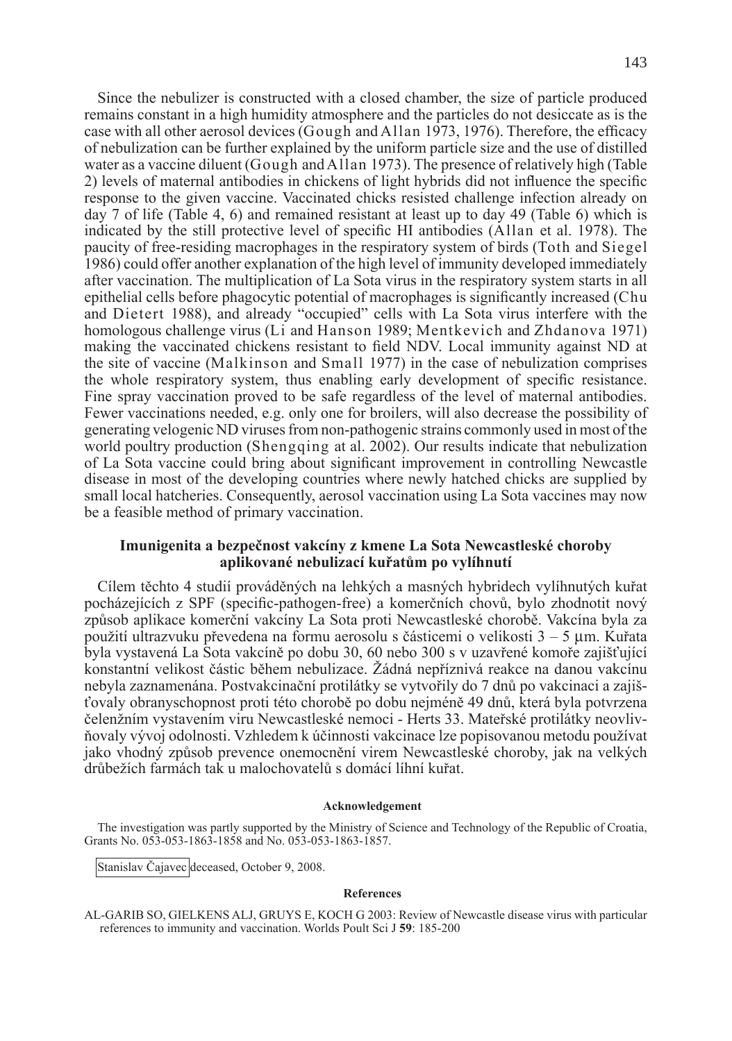Since the nebulizer is constructed with a closed chamber, the size of particle produced remains constant in a high humidity atmosphere and the particles do not desiccate as is the case with all other aerosol devices (Gough and Allan 1973, 1976). Therefore, the efficacy of nebulization can be further explained by the uniform particle size and the use of distilled water as a vaccine diluent (Gough and Allan 1973). The presence of relatively high (Table 2) levels of maternal antibodies in chickens of light hybrids did not influence the specific response to the given vaccine. Vaccinated chicks resisted challenge infection already on day 7 of life (Table 4, 6) and remained resistant at least up to day 49 (Table 6) which is indicated by the still protective level of specific HI antibodies (Allan et al. 1978). The paucity of free-residing macrophages in the respiratory system of birds (Toth and Siegel 1986) could offer another explanation of the high level of immunity developed immediately after vaccination. The multiplication of La Sota virus in the respiratory system starts in all epithelial cells before phagocytic potential of macrophages is significantly increased (Chu and Dietert 1988), and already "occupied" cells with La Sota virus interfere with the homologous challenge virus (Li and Hanson 1989; Mentkevich and Zhdanova 1971) making the vaccinated chickens resistant to field NDV. Local immunity against ND at the site of vaccine (Malkinson and Small 1977) in the case of nebulization comprises the whole respiratory system, thus enabling early development of specific resistance. Fine spray vaccination proved to be safe regardless of the level of maternal antibodies. Fewer vaccinations needed, e.g. only one for broilers, will also decrease the possibility of generating velogenic ND viruses from non-pathogenic strains commonly used in most of the world poultry production (Shengqing at al. 2002). Our results indicate that nebulization of La Sota vaccine could bring about significant improvement in controlling Newcastle disease in most of the developing countries where newly hatched chicks are supplied by small local hatcheries. Consequently, aerosol vaccination using La Sota vaccines may now be a feasible method of primary vaccination.

## Imunigenita a bezpečnost vakcíny z kmene La Sota Newcastleské choroby aplikované nebulizací kuřatům po vylíhnutí

Cílem těchto 4 studií prováděných na lehkých a masných hybridech vylíhnutých kuřat pocházejících z SPF (specific-pathogen-free) a komerčních chovů, bylo zhodnotit nový způsob aplikace komerční vakcíny La Sota proti Newcastleské chorobě. Vakcína byla za použití ultrazvuku převedena na formu aerosolu s částicemi o velikosti 3 – 5 µm. Kuřata byla vystavená La Sota vakcíně po dobu 30, 60 nebo 300 s v uzavřené komoře zajišťující konstantní velikost částic během nebulizace. Žádná nepříznivá reakce na danou vakcínu nebyla zaznamenána. Postvakcinační protilátky se vytvořily do 7 dnů po vakcinaci a zajišťovaly obranyschopnost proti této chorobě po dobu nejméně 49 dnů, která byla potvrzena čelenžním vystavením viru Newcastleské nemoci - Herts 33. Mateřské protilátky neovlivňovaly vývoj odolnosti. Vzhledem k účinnosti vakcinace lze popisovanou metodu používat jako vhodný způsob prevence onemocnění virem Newcastleské choroby, jak na velkých drůbežích farmách tak u malochovatelů s domácí líhní kuřat.

#### Acknowledgement

The investigation was partly supported by the Ministry of Science and Technology of the Republic of Croatia, Grants No. 053-053-1863-1858 and No. 053-053-1863-1857.

Stanislav Čajavec deceased, October 9, 2008.

#### References

AL-GARIB SO, GIELKENS ALJ, GRUYS E, KOCH G 2003: Review of Newcastle disease virus with particular references to immunity and vaccination. Worlds Poult Sci J **59**: 185-200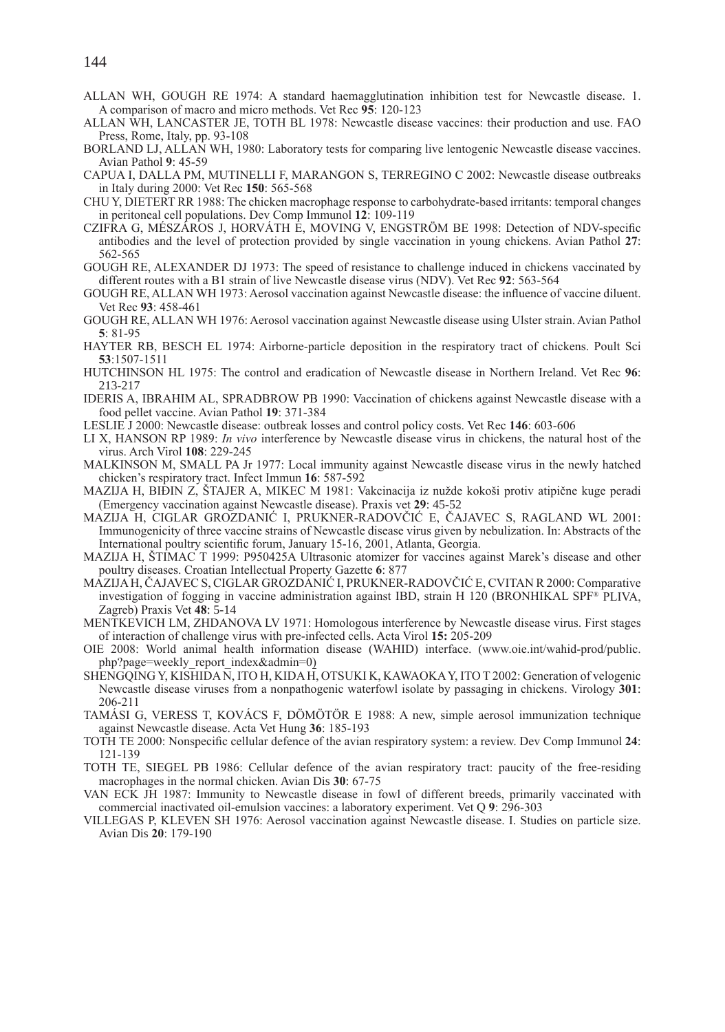ALLAN WH, GOUGH RE 1974: A standard haemagglutination inhibition test for Newcastle disease. 1. A comparison of macro and micro methods. Vet Rec **95**: 120-123

ALLAN WH, LANCASTER JE, TOTH BL 1978: Newcastle disease vaccines: their production and use. FAO Press, Rome, Italy, pp. 93-108

BORLAND LJ, ALLAN WH, 1980: Laboratory tests for comparing live lentogenic Newcastle disease vaccines. Avian Pathol **9**: 45-59

CAPUA I, DALLA PM, MUTINELLI F, MARANGON S, TERREGINO C 2002: Newcastle disease outbreaks in Italy during 2000: Vet Rec **150**: 565-568

CHU Y, DIETERT RR 1988: The chicken macrophage response to carbohydrate-based irritants: temporal changes in peritoneal cell populations. Dev Comp Immunol **12**: 109-119

CZIFRA G, MÉSZÁROS J, HORVÁTH E, MOVING V, ENGSTRÖM BE 1998: Detection of NDV-specific antibodies and the level of protection provided by single vaccination in young chickens. Avian Pathol **27**: 562-565

GOUGH RE, ALEXANDER DJ 1973: The speed of resistance to challenge induced in chickens vaccinated by different routes with a B1 strain of live Newcastle disease virus (NDV). Vet Rec **92**: 563-564

GOUGH RE, ALLAN WH 1973: Aerosol vaccination against Newcastle disease: the influence of vaccine diluent. Vet Rec **93**: 458-461

GOUGH RE, ALLAN WH 1976: Aerosol vaccination against Newcastle disease using Ulster strain. Avian Pathol **5**: 81-95

HAYTER RB, BESCH EL 1974: Airborne-particle deposition in the respiratory tract of chickens. Poult Sci **53**:1507-1511

HUTCHINSON HL 1975: The control and eradication of Newcastle disease in Northern Ireland. Vet Rec **96**: 213-217

IDERIS A, IBRAHIM AL, SPRADBROW PB 1990: Vaccination of chickens against Newcastle disease with a food pellet vaccine. Avian Pathol **19**: 371-384

LESLIE J 2000: Newcastle disease: outbreak losses and control policy costs. Vet Rec **146**: 603-606

LI X, HANSON RP 1989: *In vivo* interference by Newcastle disease virus in chickens, the natural host of the virus. Arch Virol **108**: 229-245

MALKINSON M, SMALL PA Jr 1977: Local immunity against Newcastle disease virus in the newly hatched chicken's respiratory tract. Infect Immun **16**: 587-592

MAZIJA H, BIĐIN Z, ŠTAJER A, MIKEC M 1981: Vakcinacija iz nužde kokoši protiv atipične kuge peradi (Emergency vaccination against Newcastle disease). Praxis vet **29**: 45-52

MAZIJA H, CIGLAR GROZDANIĆ I, PRUKNER-RADOVČIĆ E, ČAJAVEC S, RAGLAND WL 2001: Immunogenicity of three vaccine strains of Newcastle disease virus given by nebulization. In: Abstracts of the International poultry scientific forum, January 15-16, 2001, Atlanta, Georgia.

MAZIJA H, ŠTIMAC T 1999: P950425A Ultrasonic atomizer for vaccines against Marek's disease and other poultry diseases. Croatian Intellectual Property Gazette **6**: 877

MAZIJA H, ČAJAVEC S, CIGLAR GROZDANIĆ I, PRUKNER-RADOVČIĆ E, CVITAN R 2000: Comparative investigation of fogging in vaccine administration against IBD, strain H 120 (BRONHIKAL SPF® PLIVA, Zagreb) Praxis Vet **48**: 5-14

MENTKEVICH LM, ZHDANOVA LV 1971: Homologous interference by Newcastle disease virus. First stages of interaction of challenge virus with pre-infected cells. Acta Virol **15:** 205-209

OIE 2008: World animal health information disease (WAHID) interface. (www.oie.int/wahid-prod/public.php?page=weekly_report_index&admin=0)

SHENGQING Y, KISHIDA N, ITO H, KIDA H, OTSUKI K, KAWAOKA Y, ITO T 2002: Generation of velogenic Newcastle disease viruses from a nonpathogenic waterfowl isolate by passaging in chickens. Virology **301**: 206-211

TAMÁSI G, VERESS T, KOVÁCS F, DÖMÖTÖR E 1988: A new, simple aerosol immunization technique against Newcastle disease. Acta Vet Hung **36**: 185-193

TOTH TE 2000: Nonspecific cellular defence of the avian respiratory system: a review. Dev Comp Immunol **24**: 121-139

TOTH TE, SIEGEL PB 1986: Cellular defence of the avian respiratory tract: paucity of the free-residing macrophages in the normal chicken. Avian Dis **30**: 67-75

VAN ECK JH 1987: Immunity to Newcastle disease in fowl of different breeds, primarily vaccinated with commercial inactivated oil-emulsion vaccines: a laboratory experiment. Vet Q **9**: 296-303

VILLEGAS P, KLEVEN SH 1976: Aerosol vaccination against Newcastle disease. I. Studies on particle size. Avian Dis **20**: 179-190